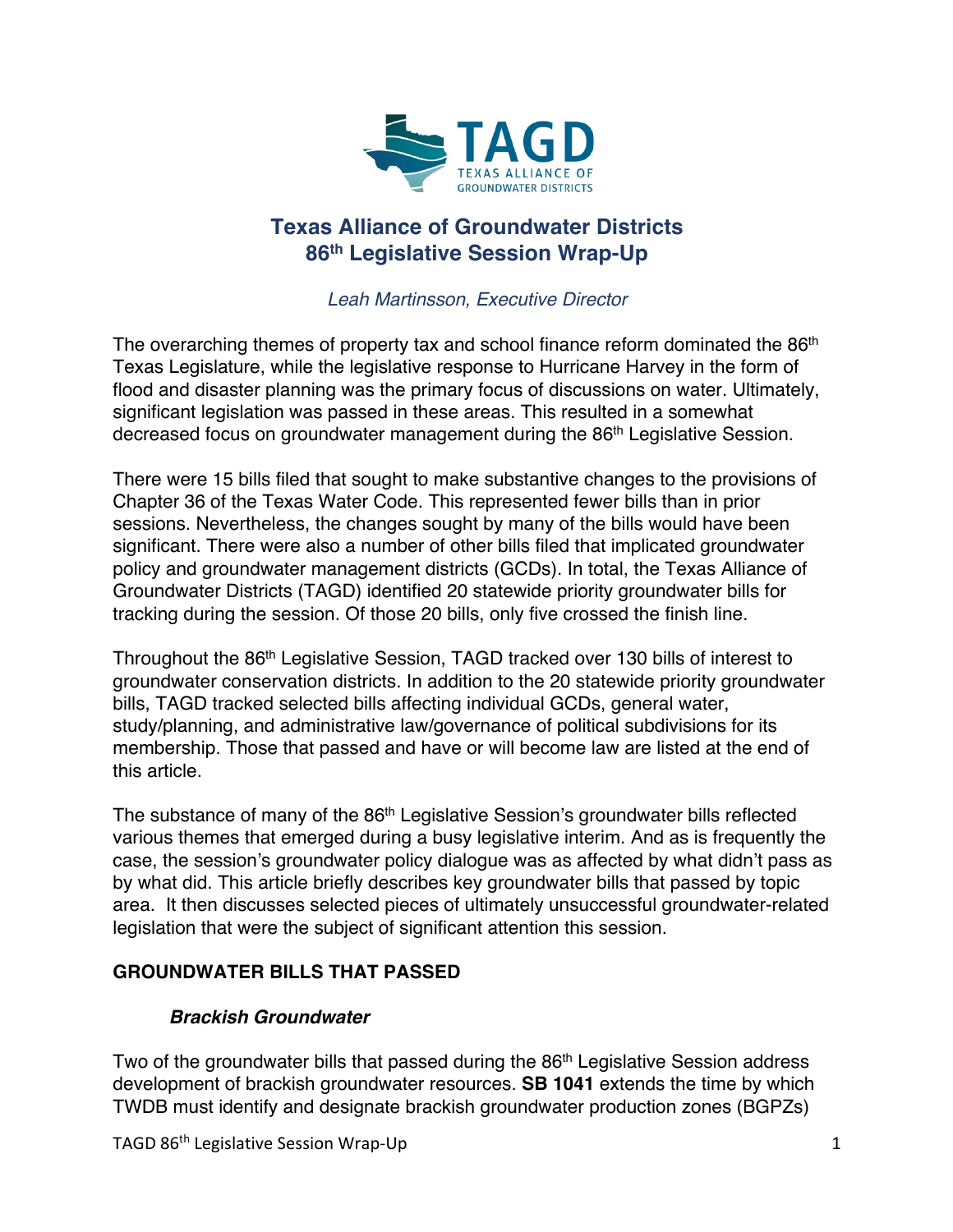# Texas Alliance of Groundwater Districts
# 86th Legislative Session Wrap-Up

*Leah Martinsson, Executive Director*

The overarching themes of property tax and school finance reform dominated the 86th Texas Legislature, while the legislative response to Hurricane Harvey in the form of flood and disaster planning was the primary focus of discussions on water. Ultimately, significant legislation was passed in these areas. This resulted in a somewhat decreased focus on groundwater management during the 86th Legislative Session.

There were 15 bills filed that sought to make substantive changes to the provisions of Chapter 36 of the Texas Water Code. This represented fewer bills than in prior sessions. Nevertheless, the changes sought by many of the bills would have been significant. There were also a number of other bills filed that implicated groundwater policy and groundwater management districts (GCDs). In total, the Texas Alliance of Groundwater Districts (TAGD) identified 20 statewide priority groundwater bills for tracking during the session. Of those 20 bills, only five crossed the finish line.

Throughout the 86th Legislative Session, TAGD tracked over 130 bills of interest to groundwater conservation districts. In addition to the 20 statewide priority groundwater bills, TAGD tracked selected bills affecting individual GCDs, general water, study/planning, and administrative law/governance of political subdivisions for its membership. Those that passed and have or will become law are listed at the end of this article.

The substance of many of the 86th Legislative Session's groundwater bills reflected various themes that emerged during a busy legislative interim. And as is frequently the case, the session's groundwater policy dialogue was as affected by what didn't pass as by what did. This article briefly describes key groundwater bills that passed by topic area. It then discusses selected pieces of ultimately unsuccessful groundwater-related legislation that were the subject of significant attention this session.

## GROUNDWATER BILLS THAT PASSED

### *Brackish Groundwater*

Two of the groundwater bills that passed during the 86th Legislative Session address development of brackish groundwater resources. **SB 1041** extends the time by which TWDB must identify and designate brackish groundwater production zones (BGPZs)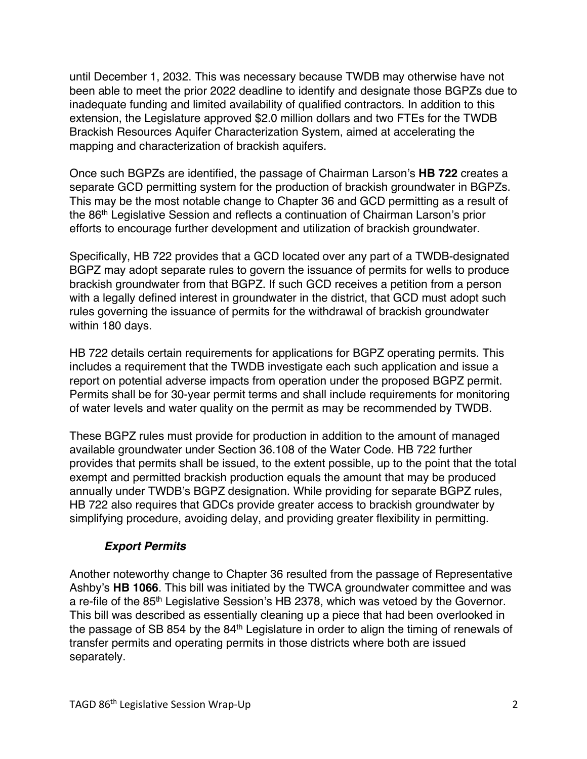until December 1, 2032. This was necessary because TWDB may otherwise have not been able to meet the prior 2022 deadline to identify and designate those BGPZs due to inadequate funding and limited availability of qualified contractors. In addition to this extension, the Legislature approved $2.0 million dollars and two FTEs for the TWDB Brackish Resources Aquifer Characterization System, aimed at accelerating the mapping and characterization of brackish aquifers.

Once such BGPZs are identified, the passage of Chairman Larson's **HB 722** creates a separate GCD permitting system for the production of brackish groundwater in BGPZs. This may be the most notable change to Chapter 36 and GCD permitting as a result of the 86th Legislative Session and reflects a continuation of Chairman Larson's prior efforts to encourage further development and utilization of brackish groundwater.

Specifically, HB 722 provides that a GCD located over any part of a TWDB-designated BGPZ may adopt separate rules to govern the issuance of permits for wells to produce brackish groundwater from that BGPZ. If such GCD receives a petition from a person with a legally defined interest in groundwater in the district, that GCD must adopt such rules governing the issuance of permits for the withdrawal of brackish groundwater within 180 days.

HB 722 details certain requirements for applications for BGPZ operating permits. This includes a requirement that the TWDB investigate each such application and issue a report on potential adverse impacts from operation under the proposed BGPZ permit. Permits shall be for 30-year permit terms and shall include requirements for monitoring of water levels and water quality on the permit as may be recommended by TWDB.

These BGPZ rules must provide for production in addition to the amount of managed available groundwater under Section 36.108 of the Water Code. HB 722 further provides that permits shall be issued, to the extent possible, up to the point that the total exempt and permitted brackish production equals the amount that may be produced annually under TWDB's BGPZ designation. While providing for separate BGPZ rules, HB 722 also requires that GDCs provide greater access to brackish groundwater by simplifying procedure, avoiding delay, and providing greater flexibility in permitting.

### ***Export Permits***

Another noteworthy change to Chapter 36 resulted from the passage of Representative Ashby's **HB 1066**. This bill was initiated by the TWCA groundwater committee and was a re-file of the 85th Legislative Session's HB 2378, which was vetoed by the Governor. This bill was described as essentially cleaning up a piece that had been overlooked in the passage of SB 854 by the 84th Legislature in order to align the timing of renewals of transfer permits and operating permits in those districts where both are issued separately.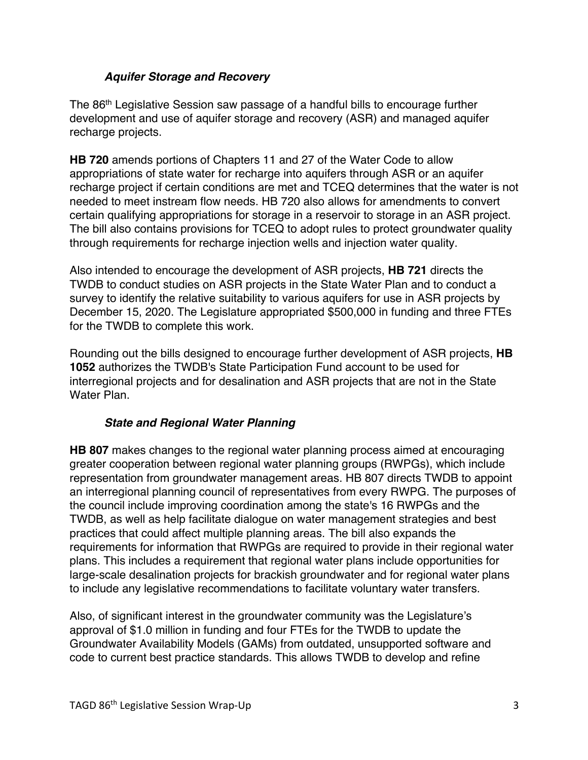### *Aquifer Storage and Recovery*

The 86th Legislative Session saw passage of a handful bills to encourage further development and use of aquifer storage and recovery (ASR) and managed aquifer recharge projects.

**HB 720** amends portions of Chapters 11 and 27 of the Water Code to allow appropriations of state water for recharge into aquifers through ASR or an aquifer recharge project if certain conditions are met and TCEQ determines that the water is not needed to meet instream flow needs. HB 720 also allows for amendments to convert certain qualifying appropriations for storage in a reservoir to storage in an ASR project. The bill also contains provisions for TCEQ to adopt rules to protect groundwater quality through requirements for recharge injection wells and injection water quality.

Also intended to encourage the development of ASR projects, **HB 721** directs the TWDB to conduct studies on ASR projects in the State Water Plan and to conduct a survey to identify the relative suitability to various aquifers for use in ASR projects by December 15, 2020. The Legislature appropriated $500,000 in funding and three FTEs for the TWDB to complete this work.

Rounding out the bills designed to encourage further development of ASR projects, **HB 1052** authorizes the TWDB's State Participation Fund account to be used for interregional projects and for desalination and ASR projects that are not in the State Water Plan.

### *State and Regional Water Planning*

**HB 807** makes changes to the regional water planning process aimed at encouraging greater cooperation between regional water planning groups (RWPGs), which include representation from groundwater management areas. HB 807 directs TWDB to appoint an interregional planning council of representatives from every RWPG. The purposes of the council include improving coordination among the state's 16 RWPGs and the TWDB, as well as help facilitate dialogue on water management strategies and best practices that could affect multiple planning areas. The bill also expands the requirements for information that RWPGs are required to provide in their regional water plans. This includes a requirement that regional water plans include opportunities for large-scale desalination projects for brackish groundwater and for regional water plans to include any legislative recommendations to facilitate voluntary water transfers.

Also, of significant interest in the groundwater community was the Legislature's approval of $1.0 million in funding and four FTEs for the TWDB to update the Groundwater Availability Models (GAMs) from outdated, unsupported software and code to current best practice standards. This allows TWDB to develop and refine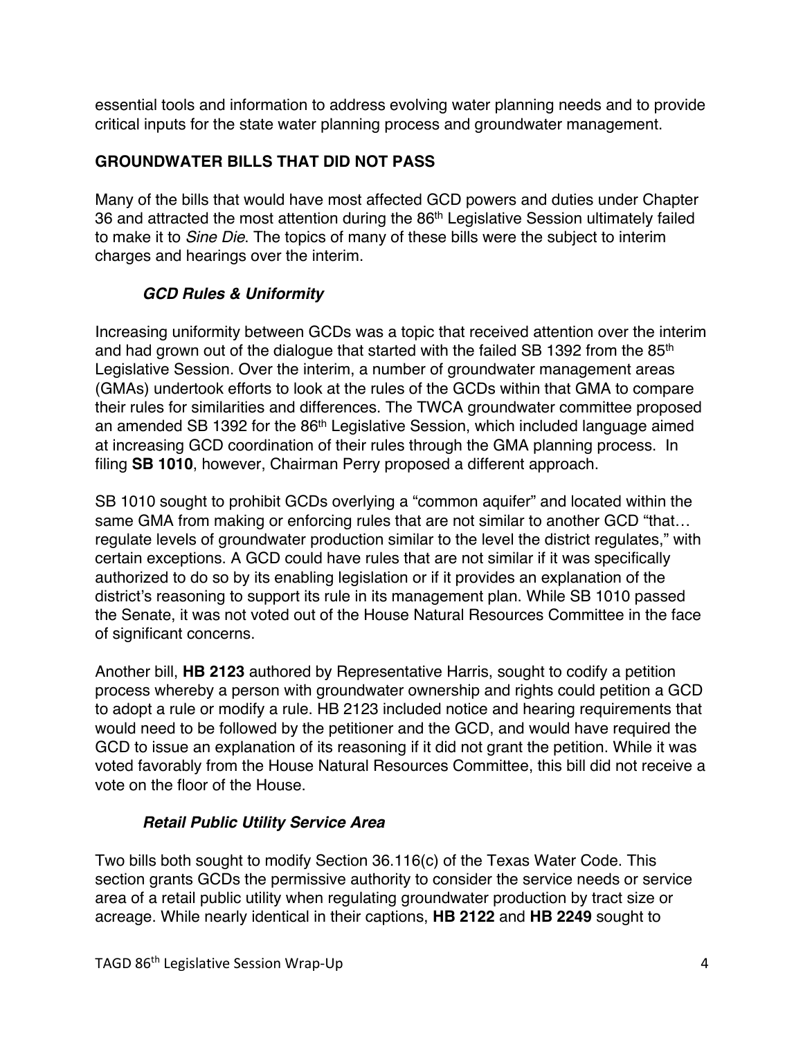essential tools and information to address evolving water planning needs and to provide critical inputs for the state water planning process and groundwater management.

## GROUNDWATER BILLS THAT DID NOT PASS

Many of the bills that would have most affected GCD powers and duties under Chapter 36 and attracted the most attention during the 86th Legislative Session ultimately failed to make it to *Sine Die*. The topics of many of these bills were the subject to interim charges and hearings over the interim.

### *GCD Rules & Uniformity*

Increasing uniformity between GCDs was a topic that received attention over the interim and had grown out of the dialogue that started with the failed SB 1392 from the 85th Legislative Session. Over the interim, a number of groundwater management areas (GMAs) undertook efforts to look at the rules of the GCDs within that GMA to compare their rules for similarities and differences. The TWCA groundwater committee proposed an amended SB 1392 for the 86th Legislative Session, which included language aimed at increasing GCD coordination of their rules through the GMA planning process. In filing **SB 1010**, however, Chairman Perry proposed a different approach.

SB 1010 sought to prohibit GCDs overlying a "common aquifer" and located within the same GMA from making or enforcing rules that are not similar to another GCD "that… regulate levels of groundwater production similar to the level the district regulates," with certain exceptions. A GCD could have rules that are not similar if it was specifically authorized to do so by its enabling legislation or if it provides an explanation of the district's reasoning to support its rule in its management plan. While SB 1010 passed the Senate, it was not voted out of the House Natural Resources Committee in the face of significant concerns.

Another bill, **HB 2123** authored by Representative Harris, sought to codify a petition process whereby a person with groundwater ownership and rights could petition a GCD to adopt a rule or modify a rule. HB 2123 included notice and hearing requirements that would need to be followed by the petitioner and the GCD, and would have required the GCD to issue an explanation of its reasoning if it did not grant the petition. While it was voted favorably from the House Natural Resources Committee, this bill did not receive a vote on the floor of the House.

### *Retail Public Utility Service Area*

Two bills both sought to modify Section 36.116(c) of the Texas Water Code. This section grants GCDs the permissive authority to consider the service needs or service area of a retail public utility when regulating groundwater production by tract size or acreage. While nearly identical in their captions, **HB 2122** and **HB 2249** sought to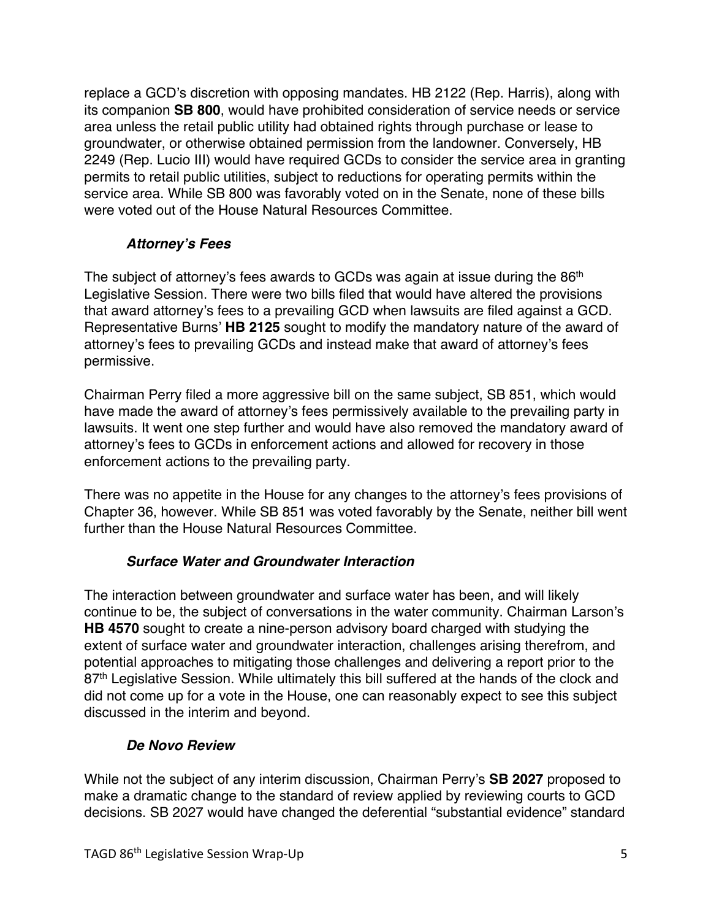replace a GCD's discretion with opposing mandates. HB 2122 (Rep. Harris), along with its companion **SB 800**, would have prohibited consideration of service needs or service area unless the retail public utility had obtained rights through purchase or lease to groundwater, or otherwise obtained permission from the landowner. Conversely, HB 2249 (Rep. Lucio III) would have required GCDs to consider the service area in granting permits to retail public utilities, subject to reductions for operating permits within the service area. While SB 800 was favorably voted on in the Senate, none of these bills were voted out of the House Natural Resources Committee.

### ***Attorney's Fees***

The subject of attorney's fees awards to GCDs was again at issue during the 86th Legislative Session. There were two bills filed that would have altered the provisions that award attorney's fees to a prevailing GCD when lawsuits are filed against a GCD. Representative Burns' **HB 2125** sought to modify the mandatory nature of the award of attorney's fees to prevailing GCDs and instead make that award of attorney's fees permissive.

Chairman Perry filed a more aggressive bill on the same subject, SB 851, which would have made the award of attorney's fees permissively available to the prevailing party in lawsuits. It went one step further and would have also removed the mandatory award of attorney's fees to GCDs in enforcement actions and allowed for recovery in those enforcement actions to the prevailing party.

There was no appetite in the House for any changes to the attorney's fees provisions of Chapter 36, however. While SB 851 was voted favorably by the Senate, neither bill went further than the House Natural Resources Committee.

### ***Surface Water and Groundwater Interaction***

The interaction between groundwater and surface water has been, and will likely continue to be, the subject of conversations in the water community. Chairman Larson's **HB 4570** sought to create a nine-person advisory board charged with studying the extent of surface water and groundwater interaction, challenges arising therefrom, and potential approaches to mitigating those challenges and delivering a report prior to the 87th Legislative Session. While ultimately this bill suffered at the hands of the clock and did not come up for a vote in the House, one can reasonably expect to see this subject discussed in the interim and beyond.

### ***De Novo Review***

While not the subject of any interim discussion, Chairman Perry's **SB 2027** proposed to make a dramatic change to the standard of review applied by reviewing courts to GCD decisions. SB 2027 would have changed the deferential "substantial evidence" standard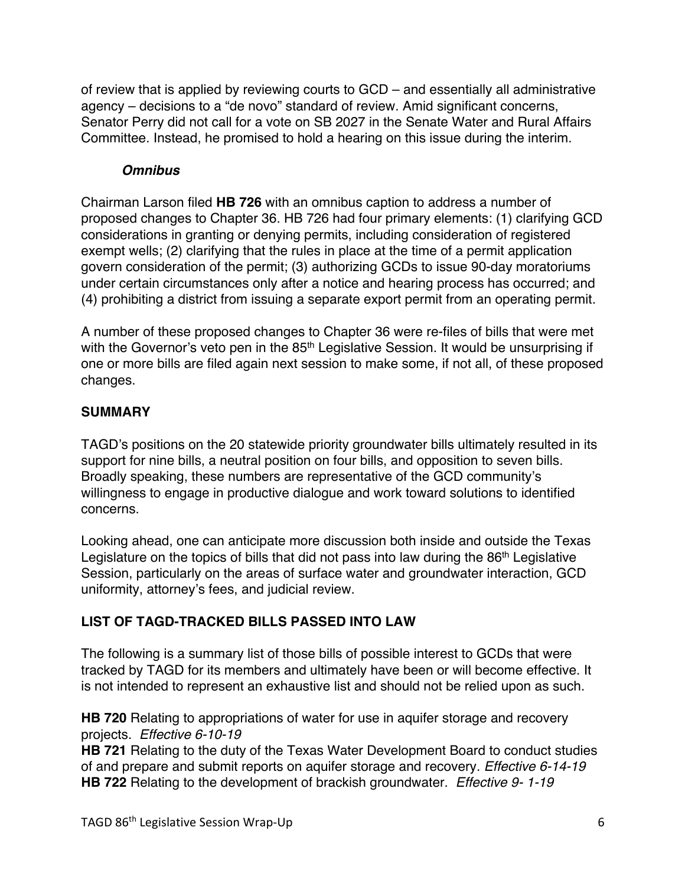of review that is applied by reviewing courts to GCD – and essentially all administrative agency – decisions to a "de novo" standard of review. Amid significant concerns, Senator Perry did not call for a vote on SB 2027 in the Senate Water and Rural Affairs Committee. Instead, he promised to hold a hearing on this issue during the interim.

### *Omnibus*

Chairman Larson filed **HB 726** with an omnibus caption to address a number of proposed changes to Chapter 36. HB 726 had four primary elements: (1) clarifying GCD considerations in granting or denying permits, including consideration of registered exempt wells; (2) clarifying that the rules in place at the time of a permit application govern consideration of the permit; (3) authorizing GCDs to issue 90-day moratoriums under certain circumstances only after a notice and hearing process has occurred; and (4) prohibiting a district from issuing a separate export permit from an operating permit.

A number of these proposed changes to Chapter 36 were re-files of bills that were met with the Governor's veto pen in the 85th Legislative Session. It would be unsurprising if one or more bills are filed again next session to make some, if not all, of these proposed changes.

## SUMMARY

TAGD's positions on the 20 statewide priority groundwater bills ultimately resulted in its support for nine bills, a neutral position on four bills, and opposition to seven bills. Broadly speaking, these numbers are representative of the GCD community's willingness to engage in productive dialogue and work toward solutions to identified concerns.

Looking ahead, one can anticipate more discussion both inside and outside the Texas Legislature on the topics of bills that did not pass into law during the 86th Legislative Session, particularly on the areas of surface water and groundwater interaction, GCD uniformity, attorney's fees, and judicial review.

## LIST OF TAGD-TRACKED BILLS PASSED INTO LAW

The following is a summary list of those bills of possible interest to GCDs that were tracked by TAGD for its members and ultimately have been or will become effective. It is not intended to represent an exhaustive list and should not be relied upon as such.

**HB 720** Relating to appropriations of water for use in aquifer storage and recovery projects. *Effective 6-10-19*
**HB 721** Relating to the duty of the Texas Water Development Board to conduct studies of and prepare and submit reports on aquifer storage and recovery. *Effective 6-14-19*
**HB 722** Relating to the development of brackish groundwater. *Effective 9- 1-19*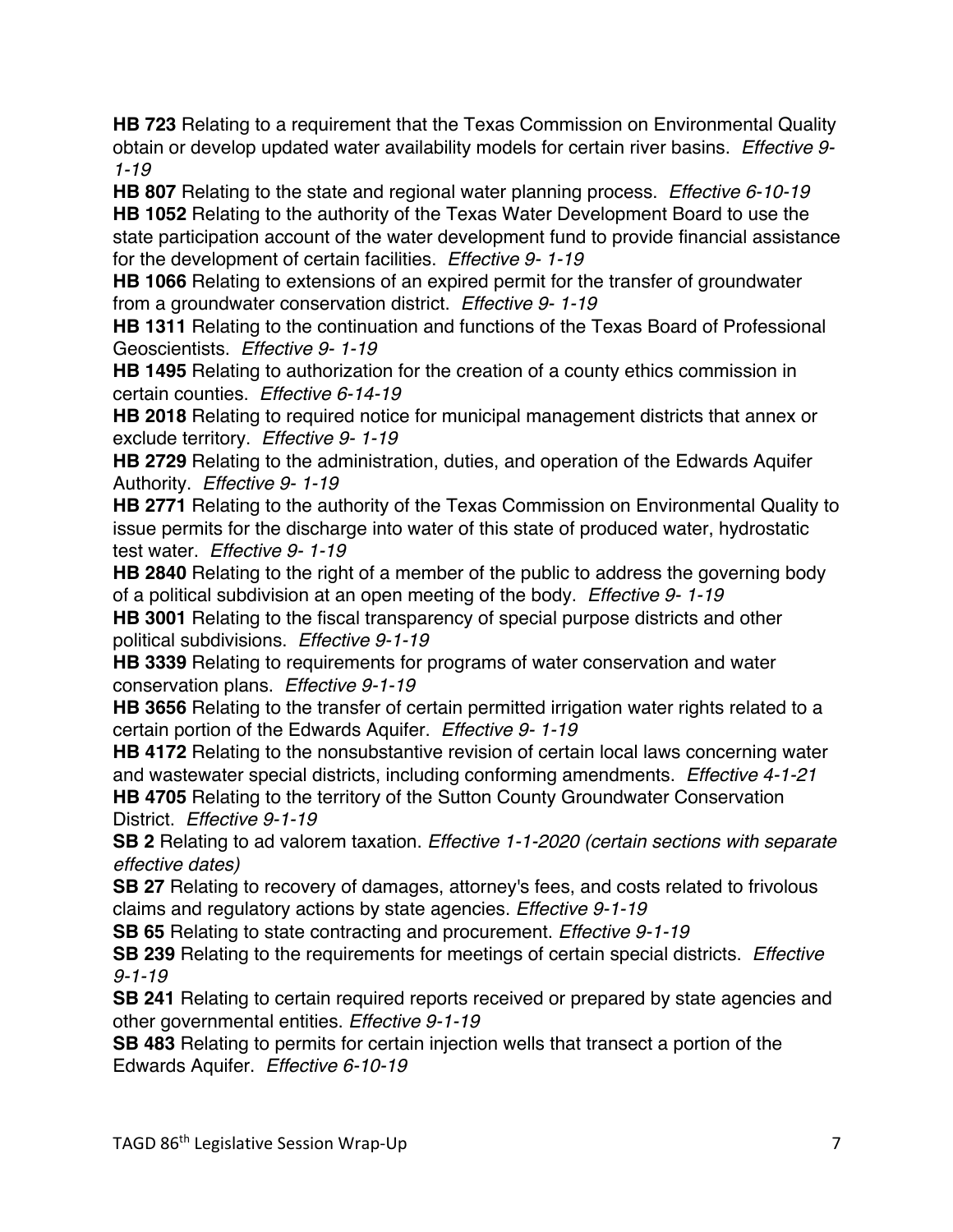**HB 723** Relating to a requirement that the Texas Commission on Environmental Quality obtain or develop updated water availability models for certain river basins. *Effective 9-1-19*

**HB 807** Relating to the state and regional water planning process. *Effective 6-10-19*

**HB 1052** Relating to the authority of the Texas Water Development Board to use the state participation account of the water development fund to provide financial assistance for the development of certain facilities. *Effective 9- 1-19*

**HB 1066** Relating to extensions of an expired permit for the transfer of groundwater from a groundwater conservation district. *Effective 9- 1-19*

**HB 1311** Relating to the continuation and functions of the Texas Board of Professional Geoscientists. *Effective 9- 1-19*

**HB 1495** Relating to authorization for the creation of a county ethics commission in certain counties. *Effective 6-14-19*

**HB 2018** Relating to required notice for municipal management districts that annex or exclude territory. *Effective 9- 1-19*

**HB 2729** Relating to the administration, duties, and operation of the Edwards Aquifer Authority. *Effective 9- 1-19*

**HB 2771** Relating to the authority of the Texas Commission on Environmental Quality to issue permits for the discharge into water of this state of produced water, hydrostatic test water. *Effective 9- 1-19*

**HB 2840** Relating to the right of a member of the public to address the governing body of a political subdivision at an open meeting of the body. *Effective 9- 1-19*

**HB 3001** Relating to the fiscal transparency of special purpose districts and other political subdivisions. *Effective 9-1-19*

**HB 3339** Relating to requirements for programs of water conservation and water conservation plans. *Effective 9-1-19*

**HB 3656** Relating to the transfer of certain permitted irrigation water rights related to a certain portion of the Edwards Aquifer. *Effective 9- 1-19*

**HB 4172** Relating to the nonsubstantive revision of certain local laws concerning water and wastewater special districts, including conforming amendments. *Effective 4-1-21*

**HB 4705** Relating to the territory of the Sutton County Groundwater Conservation District. *Effective 9-1-19*

**SB 2** Relating to ad valorem taxation. *Effective 1-1-2020 (certain sections with separate effective dates)*

**SB 27** Relating to recovery of damages, attorney's fees, and costs related to frivolous claims and regulatory actions by state agencies. *Effective 9-1-19*

**SB 65** Relating to state contracting and procurement. *Effective 9-1-19*

**SB 239** Relating to the requirements for meetings of certain special districts. *Effective 9-1-19*

**SB 241** Relating to certain required reports received or prepared by state agencies and other governmental entities. *Effective 9-1-19*

**SB 483** Relating to permits for certain injection wells that transect a portion of the Edwards Aquifer. *Effective 6-10-19*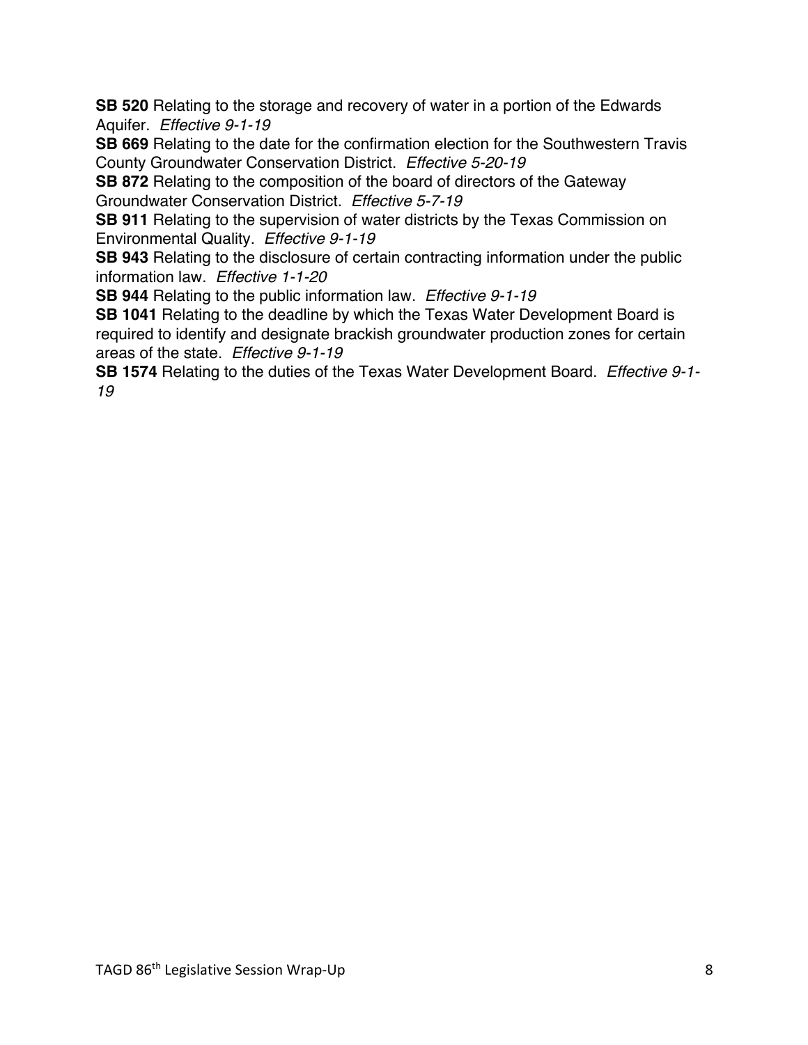**SB 520** Relating to the storage and recovery of water in a portion of the Edwards Aquifer. *Effective 9-1-19*

**SB 669** Relating to the date for the confirmation election for the Southwestern Travis County Groundwater Conservation District. *Effective 5-20-19*

**SB 872** Relating to the composition of the board of directors of the Gateway Groundwater Conservation District. *Effective 5-7-19*

**SB 911** Relating to the supervision of water districts by the Texas Commission on Environmental Quality. *Effective 9-1-19*

**SB 943** Relating to the disclosure of certain contracting information under the public information law. *Effective 1-1-20*

**SB 944** Relating to the public information law. *Effective 9-1-19*

**SB 1041** Relating to the deadline by which the Texas Water Development Board is required to identify and designate brackish groundwater production zones for certain areas of the state. *Effective 9-1-19*

**SB 1574** Relating to the duties of the Texas Water Development Board. *Effective 9-1-19*